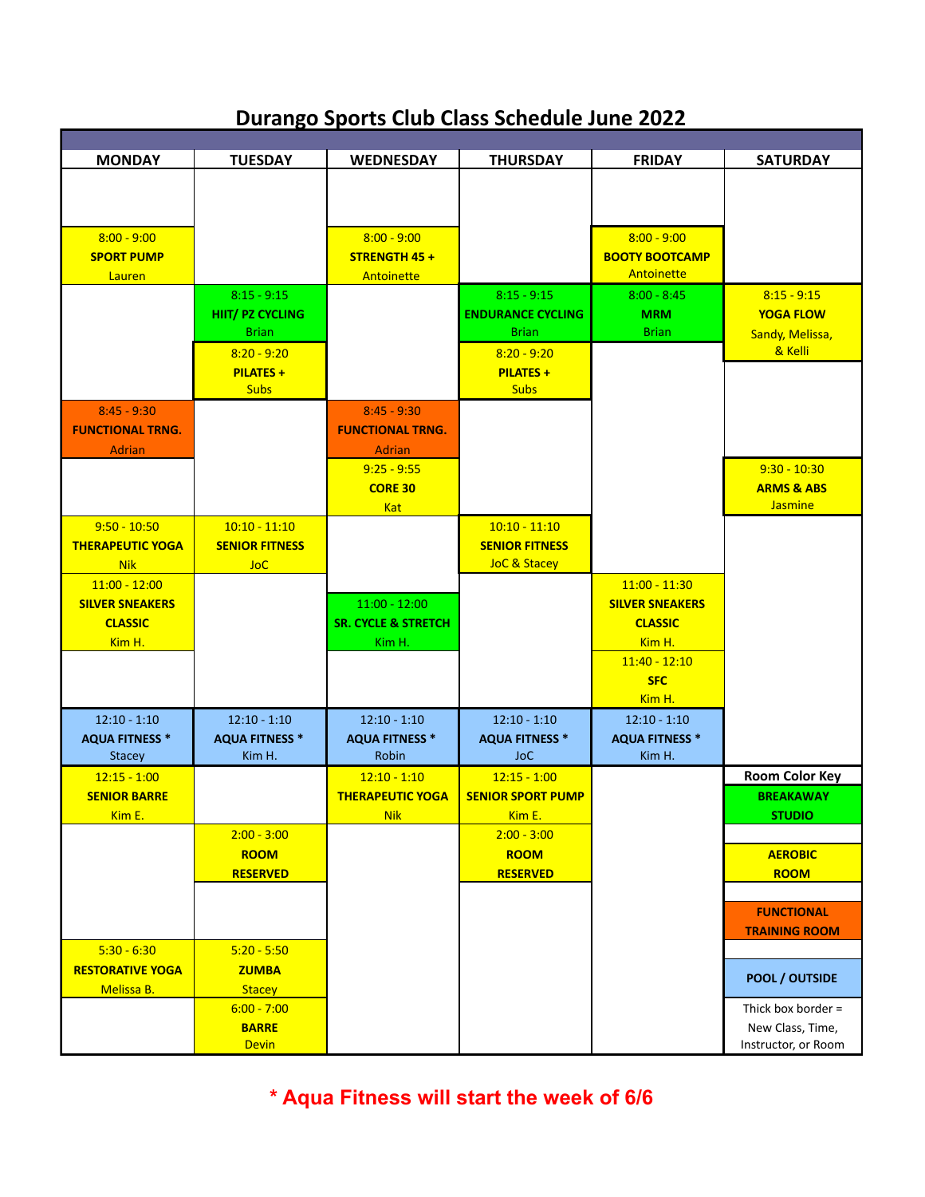# Durango Sports Club Class Schedule June 2022

| MONDAY | TUESDAY | WEDNESDAY | THURSDAY | FRIDAY | SATURDAY |
|---|---|---|---|---|---|
| 8:00 - 9:00 SPORT PUMP Lauren | | 8:00 - 9:00 STRENGTH 45 + Antoinette | | 8:00 - 9:00 BOOTY BOOTCAMP Antoinette | |
| | 8:15 - 9:15 HIIT/ PZ CYCLING Brian | | 8:15 - 9:15 ENDURANCE CYCLING Brian | 8:00 - 8:45 MRM Brian | 8:15 - 9:15 YOGA FLOW Sandy, Melissa, & Kelli |
| | 8:20 - 9:20 PILATES + Subs | | 8:20 - 9:20 PILATES + Subs | | |
| 8:45 - 9:30 FUNCTIONAL TRNG. Adrian | | 8:45 - 9:30 FUNCTIONAL TRNG. Adrian | | | |
| | | 9:25 - 9:55 CORE 30 Kat | | | 9:30 - 10:30 ARMS & ABS Jasmine |
| 9:50 - 10:50 THERAPEUTIC YOGA Nik | 10:10 - 11:10 SENIOR FITNESS JoC | | 10:10 - 11:10 SENIOR FITNESS JoC & Stacey | | |
| 11:00 - 12:00 SILVER SNEAKERS CLASSIC Kim H. | | 11:00 - 12:00 SR. CYCLE & STRETCH Kim H. | | 11:00 - 11:30 SILVER SNEAKERS CLASSIC Kim H. | |
| | | | | 11:40 - 12:10 SFC Kim H. | |
| 12:10 - 1:10 AQUA FITNESS * Stacey | 12:10 - 1:10 AQUA FITNESS * Kim H. | 12:10 - 1:10 AQUA FITNESS * Robin | 12:10 - 1:10 AQUA FITNESS * JoC | 12:10 - 1:10 AQUA FITNESS * Kim H. | |
| 12:15 - 1:00 SENIOR BARRE Kim E. | | 12:10 - 1:10 THERAPEUTIC YOGA Nik | 12:15 - 1:00 SENIOR SPORT PUMP Kim E. | | **Room Color Key** |
| | 2:00 - 3:00 ROOM RESERVED | | 2:00 - 3:00 ROOM RESERVED | | |
| 5:30 - 6:30 RESTORATIVE YOGA Melissa B. | 5:20 - 5:50 ZUMBA Stacey | | | | |
| | 6:00 - 7:00 BARRE Devin | | | | |

**Room Color Key**

| Room |
|---|
| BREAKAWAY STUDIO (green) |
| AEROBIC ROOM (yellow) |
| FUNCTIONAL TRAINING ROOM (orange) |
| POOL / OUTSIDE (blue) |

Thick box border = New Class, Time, Instructor, or Room

**\* Aqua Fitness will start the week of 6/6**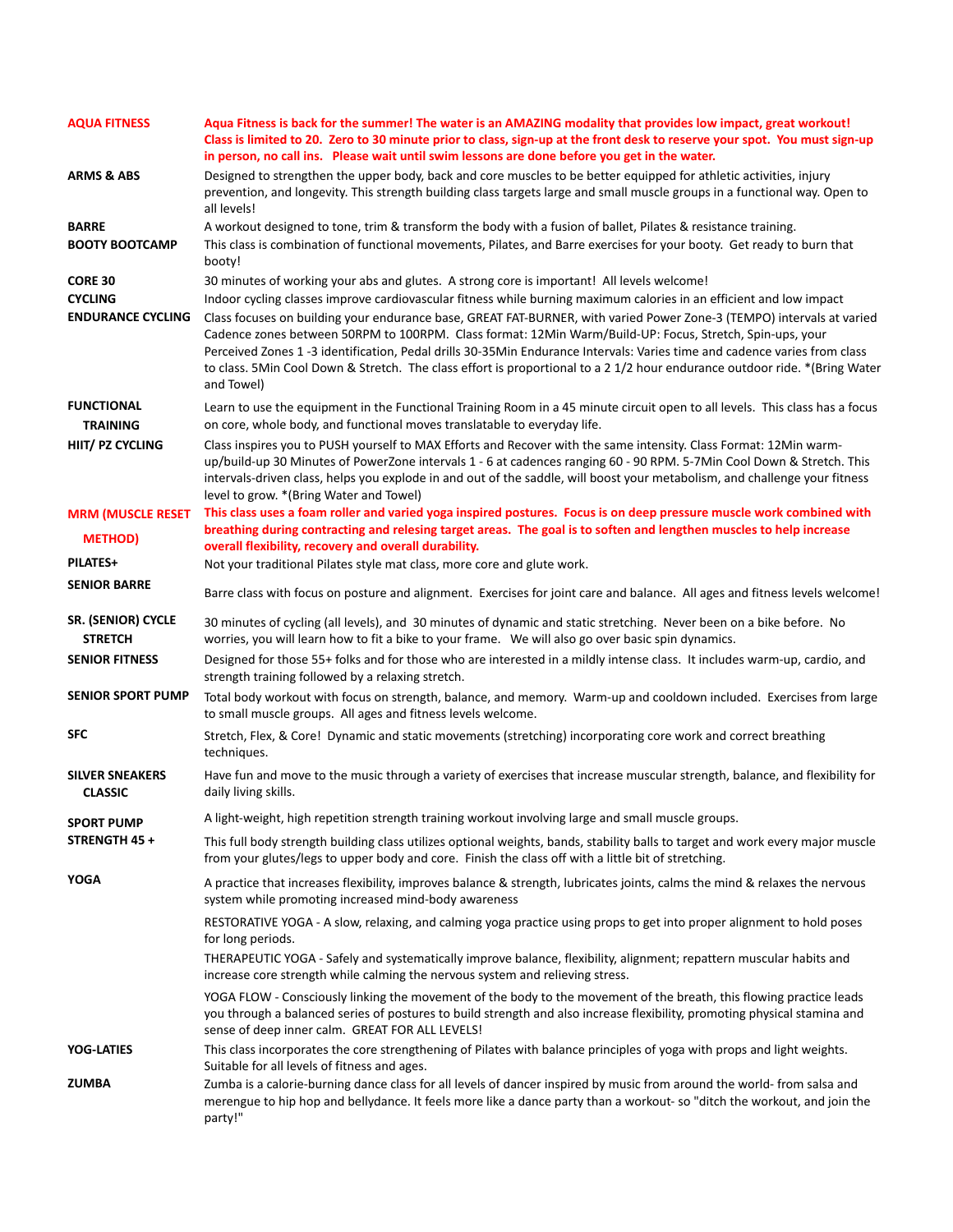| | |
|---|---|
| **AQUA FITNESS** | **Aqua Fitness is back for the summer! The water is an AMAZING modality that provides low impact, great workout! Class is limited to 20. Zero to 30 minute prior to class, sign-up at the front desk to reserve your spot. You must sign-up in person, no call ins. Please wait until swim lessons are done before you get in the water.** |
| **ARMS & ABS** | Designed to strengthen the upper body, back and core muscles to be better equipped for athletic activities, injury prevention, and longevity. This strength building class targets large and small muscle groups in a functional way. Open to all levels! |
| **BARRE** | A workout designed to tone, trim & transform the body with a fusion of ballet, Pilates & resistance training. |
| **BOOTY BOOTCAMP** | This class is combination of functional movements, Pilates, and Barre exercises for your booty. Get ready to burn that booty! |
| **CORE 30** | 30 minutes of working your abs and glutes. A strong core is important! All levels welcome! |
| **CYCLING** | Indoor cycling classes improve cardiovascular fitness while burning maximum calories in an efficient and low impact |
| **ENDURANCE CYCLING** | Class focuses on building your endurance base, GREAT FAT-BURNER, with varied Power Zone-3 (TEMPO) intervals at varied Cadence zones between 50RPM to 100RPM. Class format: 12Min Warm/Build-UP: Focus, Stretch, Spin-ups, your Perceived Zones 1 -3 identification, Pedal drills 30-35Min Endurance Intervals: Varies time and cadence varies from class to class. 5Min Cool Down & Stretch. The class effort is proportional to a 2 1/2 hour endurance outdoor ride. *(Bring Water and Towel) |
| **FUNCTIONAL TRAINING** | Learn to use the equipment in the Functional Training Room in a 45 minute circuit open to all levels. This class has a focus on core, whole body, and functional moves translatable to everyday life. |
| **HIIT/ PZ CYCLING** | Class inspires you to PUSH yourself to MAX Efforts and Recover with the same intensity. Class Format: 12Min warm-up/build-up 30 Minutes of PowerZone intervals 1 - 6 at cadences ranging 60 - 90 RPM. 5-7Min Cool Down & Stretch. This intervals-driven class, helps you explode in and out of the saddle, will boost your metabolism, and challenge your fitness level to grow. *(Bring Water and Towel) |
| **MRM (MUSCLE RESET METHOD)** | **This class uses a foam roller and varied yoga inspired postures. Focus is on deep pressure muscle work combined with breathing during contracting and relesing target areas. The goal is to soften and lengthen muscles to help increase overall flexibility, recovery and overall durability.** |
| **PILATES+** | Not your traditional Pilates style mat class, more core and glute work. |
| **SENIOR BARRE** | Barre class with focus on posture and alignment. Exercises for joint care and balance. All ages and fitness levels welcome! |
| **SR. (SENIOR) CYCLE STRETCH** | 30 minutes of cycling (all levels), and 30 minutes of dynamic and static stretching. Never been on a bike before. No worries, you will learn how to fit a bike to your frame. We will also go over basic spin dynamics. |
| **SENIOR FITNESS** | Designed for those 55+ folks and for those who are interested in a mildly intense class. It includes warm-up, cardio, and strength training followed by a relaxing stretch. |
| **SENIOR SPORT PUMP** | Total body workout with focus on strength, balance, and memory. Warm-up and cooldown included. Exercises from large to small muscle groups. All ages and fitness levels welcome. |
| **SFC** | Stretch, Flex, & Core! Dynamic and static movements (stretching) incorporating core work and correct breathing techniques. |
| **SILVER SNEAKERS CLASSIC** | Have fun and move to the music through a variety of exercises that increase muscular strength, balance, and flexibility for daily living skills. |
| **SPORT PUMP** | A light-weight, high repetition strength training workout involving large and small muscle groups. |
| **STRENGTH 45 +** | This full body strength building class utilizes optional weights, bands, stability balls to target and work every major muscle from your glutes/legs to upper body and core. Finish the class off with a little bit of stretching. |
| **YOGA** | A practice that increases flexibility, improves balance & strength, lubricates joints, calms the mind & relaxes the nervous system while promoting increased mind-body awareness |
| | RESTORATIVE YOGA - A slow, relaxing, and calming yoga practice using props to get into proper alignment to hold poses for long periods. |
| | THERAPEUTIC YOGA - Safely and systematically improve balance, flexibility, alignment; repattern muscular habits and increase core strength while calming the nervous system and relieving stress. |
| | YOGA FLOW - Consciously linking the movement of the body to the movement of the breath, this flowing practice leads you through a balanced series of postures to build strength and also increase flexibility, promoting physical stamina and sense of deep inner calm. GREAT FOR ALL LEVELS! |
| **YOG-LATIES** | This class incorporates the core strengthening of Pilates with balance principles of yoga with props and light weights. Suitable for all levels of fitness and ages. |
| **ZUMBA** | Zumba is a calorie-burning dance class for all levels of dancer inspired by music from around the world- from salsa and merengue to hip hop and bellydance. It feels more like a dance party than a workout- so "ditch the workout, and join the party!" |